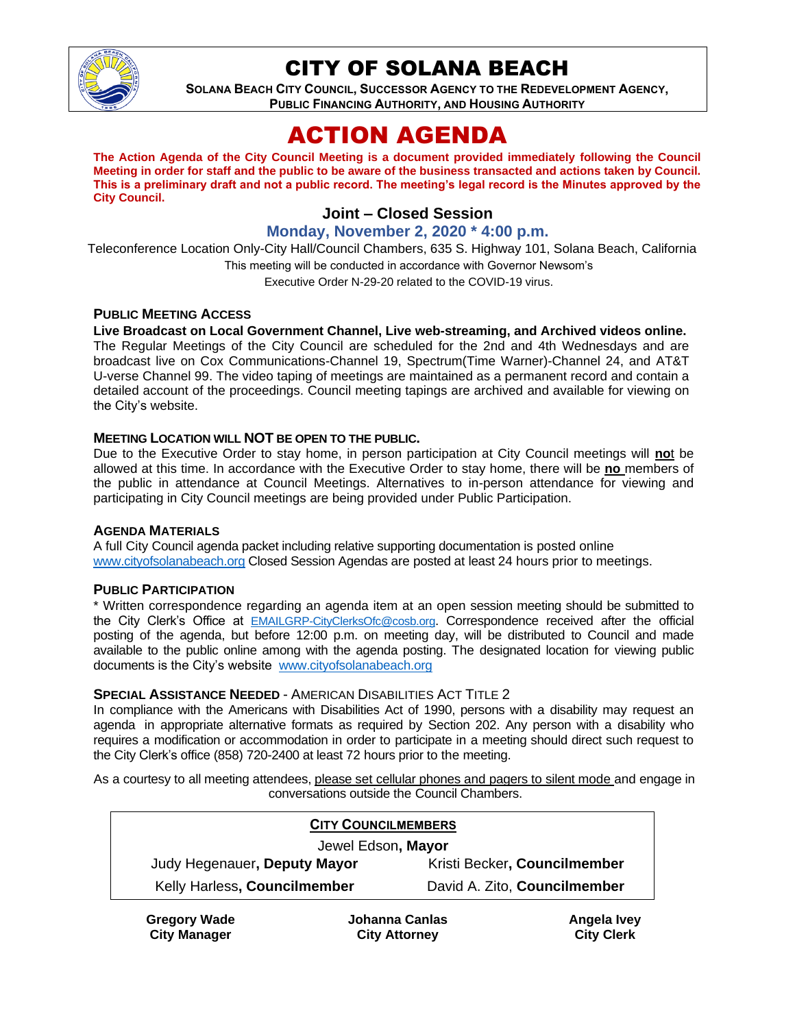# CITY OF SOLANA BEACH

**SOLANA BEACH CITY COUNCIL, SUCCESSOR AGENCY TO THE REDEVELOPMENT AGENCY, PUBLIC FINANCING AUTHORITY, AND HOUSING AUTHORITY**

# ACTION AGENDA

**The Action Agenda of the City Council Meeting is a document provided immediately following the Council Meeting in order for staff and the public to be aware of the business transacted and actions taken by Council. This is a preliminary draft and not a public record. The meeting's legal record is the Minutes approved by the City Council.**

## Joint – Closed Session

### Monday, November 2, 2020 * 4:00 p.m.

Teleconference Location Only-City Hall/Council Chambers, 635 S. Highway 101, Solana Beach, California

This meeting will be conducted in accordance with Governor Newsom's Executive Order N-29-20 related to the COVID-19 virus.

**PUBLIC MEETING ACCESS**

**Live Broadcast on Local Government Channel, Live web-streaming, and Archived videos online.**
The Regular Meetings of the City Council are scheduled for the 2nd and 4th Wednesdays and are broadcast live on Cox Communications-Channel 19, Spectrum(Time Warner)-Channel 24, and AT&T U-verse Channel 99. The video taping of meetings are maintained as a permanent record and contain a detailed account of the proceedings. Council meeting tapings are archived and available for viewing on the City's website.

**MEETING LOCATION WILL NOT BE OPEN TO THE PUBLIC.**

Due to the Executive Order to stay home, in person participation at City Council meetings will **not** be allowed at this time. In accordance with the Executive Order to stay home, there will be **no** members of the public in attendance at Council Meetings. Alternatives to in-person attendance for viewing and participating in City Council meetings are being provided under Public Participation.

**AGENDA MATERIALS**

A full City Council agenda packet including relative supporting documentation is posted online www.cityofsolanabeach.org Closed Session Agendas are posted at least 24 hours prior to meetings.

**PUBLIC PARTICIPATION**

* Written correspondence regarding an agenda item at an open session meeting should be submitted to the City Clerk's Office at EMAILGRP-CityClerksOfc@cosb.org. Correspondence received after the official posting of the agenda, but before 12:00 p.m. on meeting day, will be distributed to Council and made available to the public online among with the agenda posting. The designated location for viewing public documents is the City's website www.cityofsolanabeach.org

**SPECIAL ASSISTANCE NEEDED** - AMERICAN DISABILITIES ACT TITLE 2

In compliance with the Americans with Disabilities Act of 1990, persons with a disability may request an agenda in appropriate alternative formats as required by Section 202. Any person with a disability who requires a modification or accommodation in order to participate in a meeting should direct such request to the City Clerk's office (858) 720-2400 at least 72 hours prior to the meeting.

As a courtesy to all meeting attendees, please set cellular phones and pagers to silent mode and engage in conversations outside the Council Chambers.

**CITY COUNCILMEMBERS**

Jewel Edson, **Mayor**

| | |
|---|---|
| Judy Hegenauer, **Deputy Mayor** | Kristi Becker, **Councilmember** |
| Kelly Harless, **Councilmember** | David A. Zito, **Councilmember** |

| | | |
|---|---|---|
| **Gregory Wade** | **Johanna Canlas** | **Angela Ivey** |
| **City Manager** | **City Attorney** | **City Clerk** |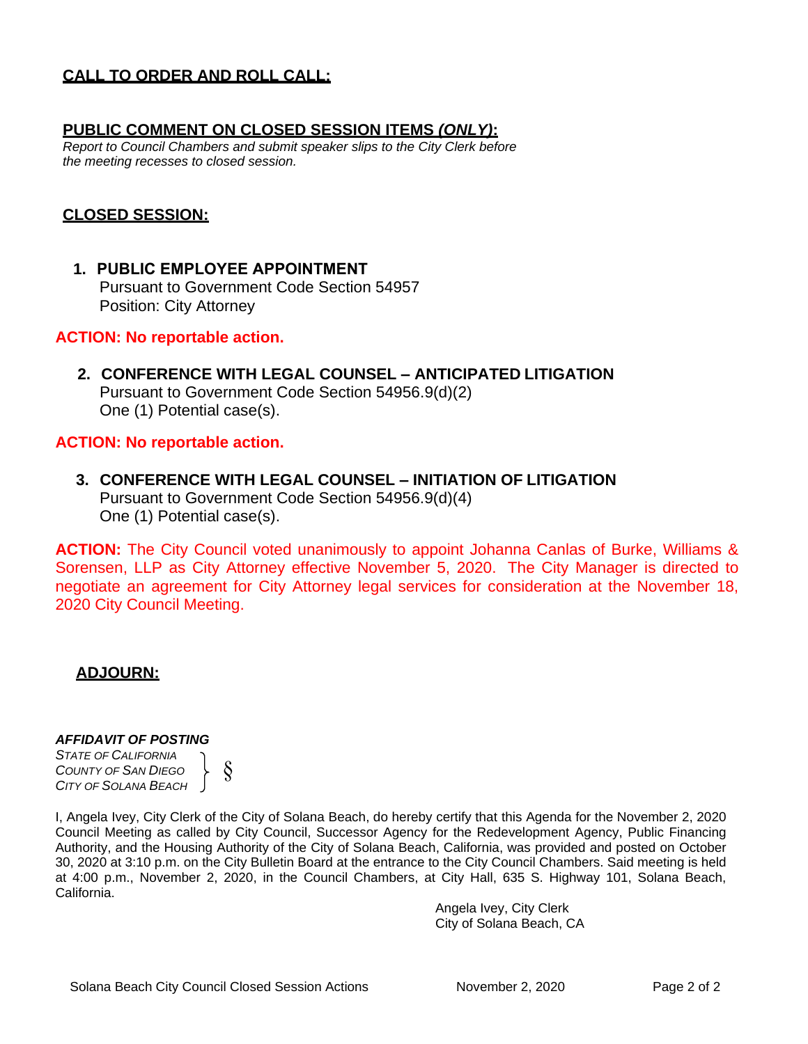## CALL TO ORDER AND ROLL CALL:

## PUBLIC COMMENT ON CLOSED SESSION ITEMS *(ONLY)*:

*Report to Council Chambers and submit speaker slips to the City Clerk before the meeting recesses to closed session.*

## CLOSED SESSION:

**1. PUBLIC EMPLOYEE APPOINTMENT**
Pursuant to Government Code Section 54957
Position: City Attorney

**ACTION: No reportable action.**

**2. CONFERENCE WITH LEGAL COUNSEL – ANTICIPATED LITIGATION**
Pursuant to Government Code Section 54956.9(d)(2)
One (1) Potential case(s).

**ACTION: No reportable action.**

**3. CONFERENCE WITH LEGAL COUNSEL – INITIATION OF LITIGATION**
Pursuant to Government Code Section 54956.9(d)(4)
One (1) Potential case(s).

**ACTION:** The City Council voted unanimously to appoint Johanna Canlas of Burke, Williams & Sorensen, LLP as City Attorney effective November 5, 2020. The City Manager is directed to negotiate an agreement for City Attorney legal services for consideration at the November 18, 2020 City Council Meeting.

## ADJOURN:

***AFFIDAVIT OF POSTING***

*STATE OF CALIFORNIA*
*COUNTY OF SAN DIEGO* §
*CITY OF SOLANA BEACH*

I, Angela Ivey, City Clerk of the City of Solana Beach, do hereby certify that this Agenda for the November 2, 2020 Council Meeting as called by City Council, Successor Agency for the Redevelopment Agency, Public Financing Authority, and the Housing Authority of the City of Solana Beach, California, was provided and posted on October 30, 2020 at 3:10 p.m. on the City Bulletin Board at the entrance to the City Council Chambers. Said meeting is held at 4:00 p.m., November 2, 2020, in the Council Chambers, at City Hall, 635 S. Highway 101, Solana Beach, California.

Angela Ivey, City Clerk
City of Solana Beach, CA